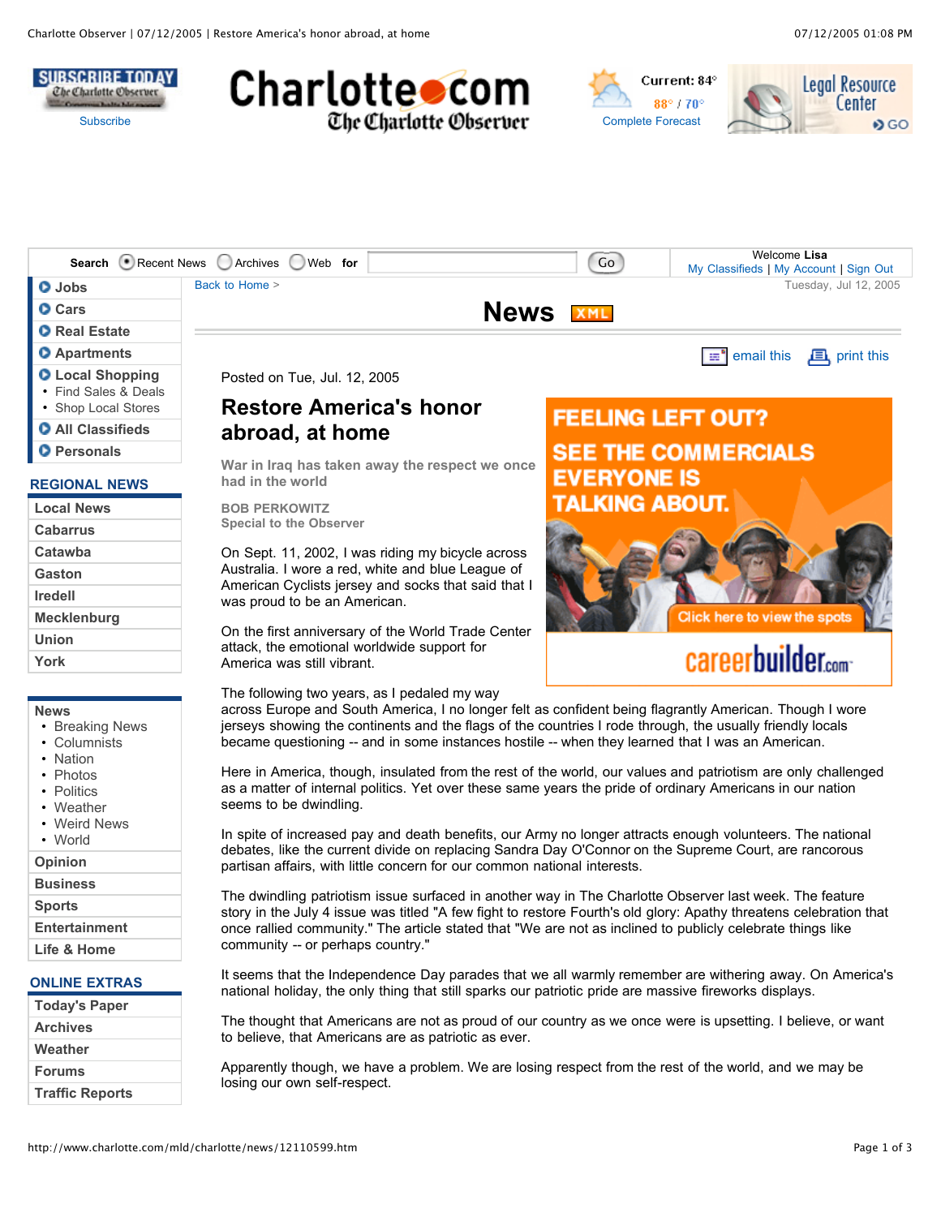Posted on Tue, Jul. 12, 2005

# Restore America's honor abroad, at home

**War in Iraq has taken away the respect we once had in the world**

**BOB PERKOWITZ**
**Special to the Observer**

On Sept. 11, 2002, I was riding my bicycle across Australia. I wore a red, white and blue League of American Cyclists jersey and socks that said that I was proud to be an American.

On the first anniversary of the World Trade Center attack, the emotional worldwide support for America was still vibrant.

The following two years, as I pedaled my way across Europe and South America, I no longer felt as confident being flagrantly American. Though I wore jerseys showing the continents and the flags of the countries I rode through, the usually friendly locals became questioning -- and in some instances hostile -- when they learned that I was an American.

Here in America, though, insulated from the rest of the world, our values and patriotism are only challenged as a matter of internal politics. Yet over these same years the pride of ordinary Americans in our nation seems to be dwindling.

In spite of increased pay and death benefits, our Army no longer attracts enough volunteers. The national debates, like the current divide on replacing Sandra Day O'Connor on the Supreme Court, are rancorous partisan affairs, with little concern for our common national interests.

The dwindling patriotism issue surfaced in another way in The Charlotte Observer last week. The feature story in the July 4 issue was titled "A few fight to restore Fourth's old glory: Apathy threatens celebration that once rallied community." The article stated that "We are not as inclined to publicly celebrate things like community -- or perhaps country."

It seems that the Independence Day parades that we all warmly remember are withering away. On America's national holiday, the only thing that still sparks our patriotic pride are massive fireworks displays.

The thought that Americans are not as proud of our country as we once were is upsetting. I believe, or want to believe, that Americans are as patriotic as ever.

Apparently though, we have a problem. We are losing respect from the rest of the world, and we may be losing our own self-respect.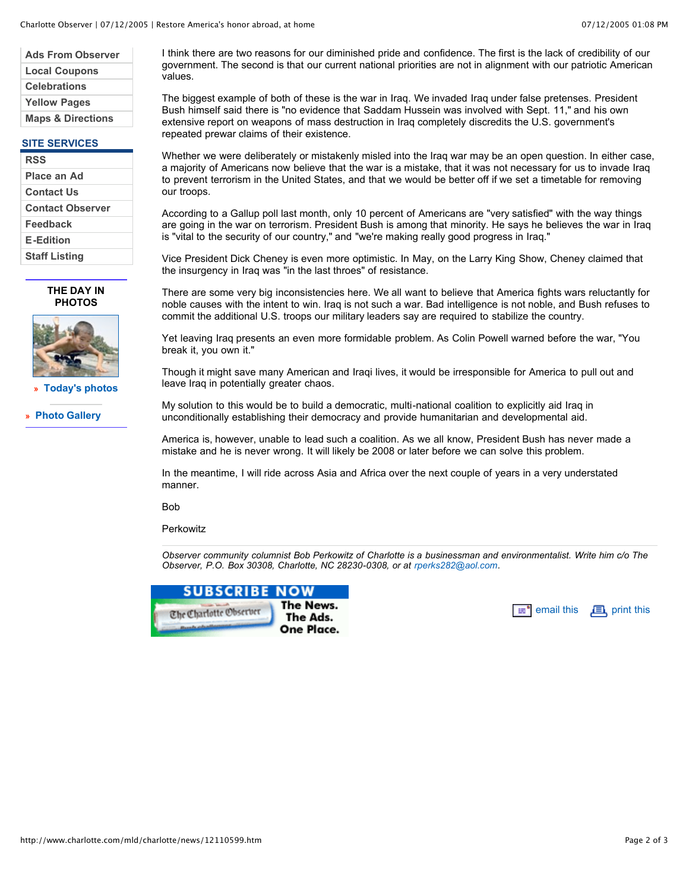I think there are two reasons for our diminished pride and confidence. The first is the lack of credibility of our government. The second is that our current national priorities are not in alignment with our patriotic American values.

The biggest example of both of these is the war in Iraq. We invaded Iraq under false pretenses. President Bush himself said there is "no evidence that Saddam Hussein was involved with Sept. 11," and his own extensive report on weapons of mass destruction in Iraq completely discredits the U.S. government's repeated prewar claims of their existence.

Whether we were deliberately or mistakenly misled into the Iraq war may be an open question. In either case, a majority of Americans now believe that the war is a mistake, that it was not necessary for us to invade Iraq to prevent terrorism in the United States, and that we would be better off if we set a timetable for removing our troops.

According to a Gallup poll last month, only 10 percent of Americans are "very satisfied" with the way things are going in the war on terrorism. President Bush is among that minority. He says he believes the war in Iraq is "vital to the security of our country," and "we're making really good progress in Iraq."

Vice President Dick Cheney is even more optimistic. In May, on the Larry King Show, Cheney claimed that the insurgency in Iraq was "in the last throes" of resistance.

There are some very big inconsistencies here. We all want to believe that America fights wars reluctantly for noble causes with the intent to win. Iraq is not such a war. Bad intelligence is not noble, and Bush refuses to commit the additional U.S. troops our military leaders say are required to stabilize the country.

Yet leaving Iraq presents an even more formidable problem. As Colin Powell warned before the war, "You break it, you own it."

Though it might save many American and Iraqi lives, it would be irresponsible for America to pull out and leave Iraq in potentially greater chaos.

My solution to this would be to build a democratic, multi-national coalition to explicitly aid Iraq in unconditionally establishing their democracy and provide humanitarian and developmental aid.

America is, however, unable to lead such a coalition. As we all know, President Bush has never made a mistake and he is never wrong. It will likely be 2008 or later before we can solve this problem.

In the meantime, I will ride across Asia and Africa over the next couple of years in a very understated manner.

Bob

Perkowitz

---

*Observer community columnist Bob Perkowitz of Charlotte is a businessman and environmentalist. Write him c/o The Observer, P.O. Box 30308, Charlotte, NC 28230-0308, or at rperks282@aol.com.*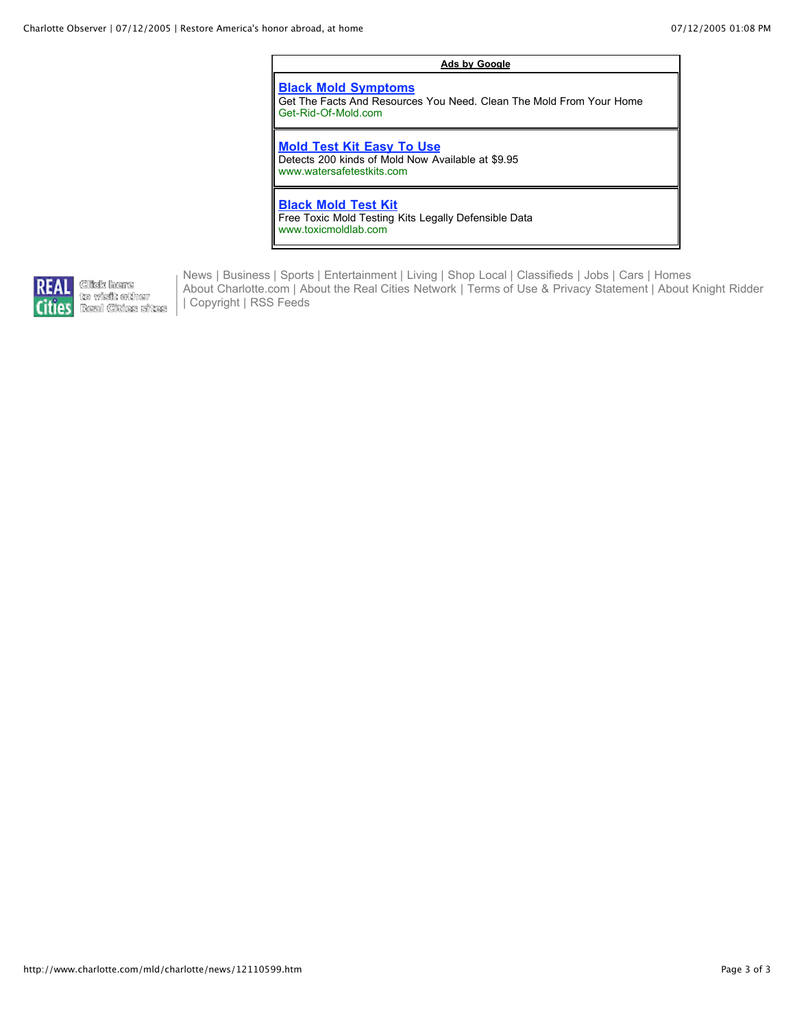**Ads by Google**

**[Black Mold Symptoms]**
Get The Facts And Resources You Need. Clean The Mold From Your Home
Get-Rid-Of-Mold.com

**[Mold Test Kit Easy To Use]**
Detects 200 kinds of Mold Now Available at $9.95
www.watersafetestkits.com

**[Black Mold Test Kit]**
Free Toxic Mold Testing Kits Legally Defensible Data
www.toxicmoldlab.com

REAL Cities — Click here to visit other Real Cities sites

News | Business | Sports | Entertainment | Living | Shop Local | Classifieds | Jobs | Cars | Homes
About Charlotte.com | About the Real Cities Network | Terms of Use & Privacy Statement | About Knight Ridder | Copyright | RSS Feeds